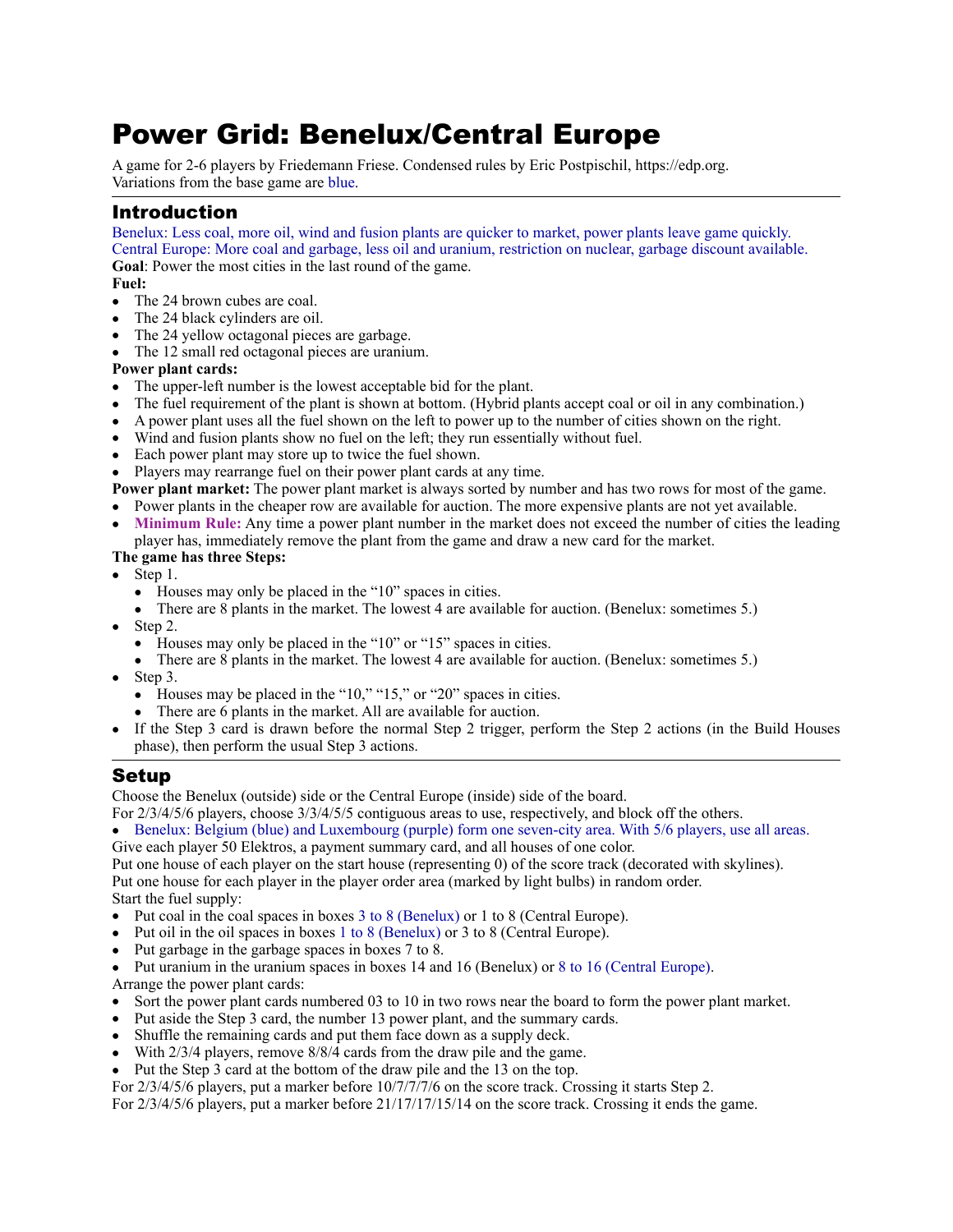# Power Grid: Benelux/Central Europe

A game for 2-6 players by Friedemann Friese. Condensed rules by Eric Postpischil, https://edp.org.
Variations from the base game are blue.

## Introduction

Benelux: Less coal, more oil, wind and fusion plants are quicker to market, power plants leave game quickly.
Central Europe: More coal and garbage, less oil and uranium, restriction on nuclear, garbage discount available.
**Goal**: Power the most cities in the last round of the game.
**Fuel:**

- The 24 brown cubes are coal.
- The 24 black cylinders are oil.
- The 24 yellow octagonal pieces are garbage.
- The 12 small red octagonal pieces are uranium.

**Power plant cards:**

- The upper-left number is the lowest acceptable bid for the plant.
- The fuel requirement of the plant is shown at bottom. (Hybrid plants accept coal or oil in any combination.)
- A power plant uses all the fuel shown on the left to power up to the number of cities shown on the right.
- Wind and fusion plants show no fuel on the left; they run essentially without fuel.
- Each power plant may store up to twice the fuel shown.
- Players may rearrange fuel on their power plant cards at any time.

**Power plant market:** The power plant market is always sorted by number and has two rows for most of the game.

- Power plants in the cheaper row are available for auction. The more expensive plants are not yet available.
- **Minimum Rule:** Any time a power plant number in the market does not exceed the number of cities the leading player has, immediately remove the plant from the game and draw a new card for the market.

**The game has three Steps:**

- Step 1.
  - Houses may only be placed in the "10" spaces in cities.
  - There are 8 plants in the market. The lowest 4 are available for auction. (Benelux: sometimes 5.)
- Step 2.
  - Houses may only be placed in the "10" or "15" spaces in cities.
  - There are 8 plants in the market. The lowest 4 are available for auction. (Benelux: sometimes 5.)
- Step 3.
  - Houses may be placed in the "10," "15," or "20" spaces in cities.
  - There are 6 plants in the market. All are available for auction.
- If the Step 3 card is drawn before the normal Step 2 trigger, perform the Step 2 actions (in the Build Houses phase), then perform the usual Step 3 actions.

## Setup

Choose the Benelux (outside) side or the Central Europe (inside) side of the board.
For 2/3/4/5/6 players, choose 3/3/4/5/5 contiguous areas to use, respectively, and block off the others.

- Benelux: Belgium (blue) and Luxembourg (purple) form one seven-city area. With 5/6 players, use all areas.

Give each player 50 Elektros, a payment summary card, and all houses of one color.
Put one house of each player on the start house (representing 0) of the score track (decorated with skylines).
Put one house for each player in the player order area (marked by light bulbs) in random order.
Start the fuel supply:

- Put coal in the coal spaces in boxes 3 to 8 (Benelux) or 1 to 8 (Central Europe).
- Put oil in the oil spaces in boxes 1 to 8 (Benelux) or 3 to 8 (Central Europe).
- Put garbage in the garbage spaces in boxes 7 to 8.
- Put uranium in the uranium spaces in boxes 14 and 16 (Benelux) or 8 to 16 (Central Europe).

Arrange the power plant cards:

- Sort the power plant cards numbered 03 to 10 in two rows near the board to form the power plant market.
- Put aside the Step 3 card, the number 13 power plant, and the summary cards.
- Shuffle the remaining cards and put them face down as a supply deck.
- With 2/3/4 players, remove 8/8/4 cards from the draw pile and the game.
- Put the Step 3 card at the bottom of the draw pile and the 13 on the top.

For 2/3/4/5/6 players, put a marker before 10/7/7/7/6 on the score track. Crossing it starts Step 2.
For 2/3/4/5/6 players, put a marker before 21/17/17/15/14 on the score track. Crossing it ends the game.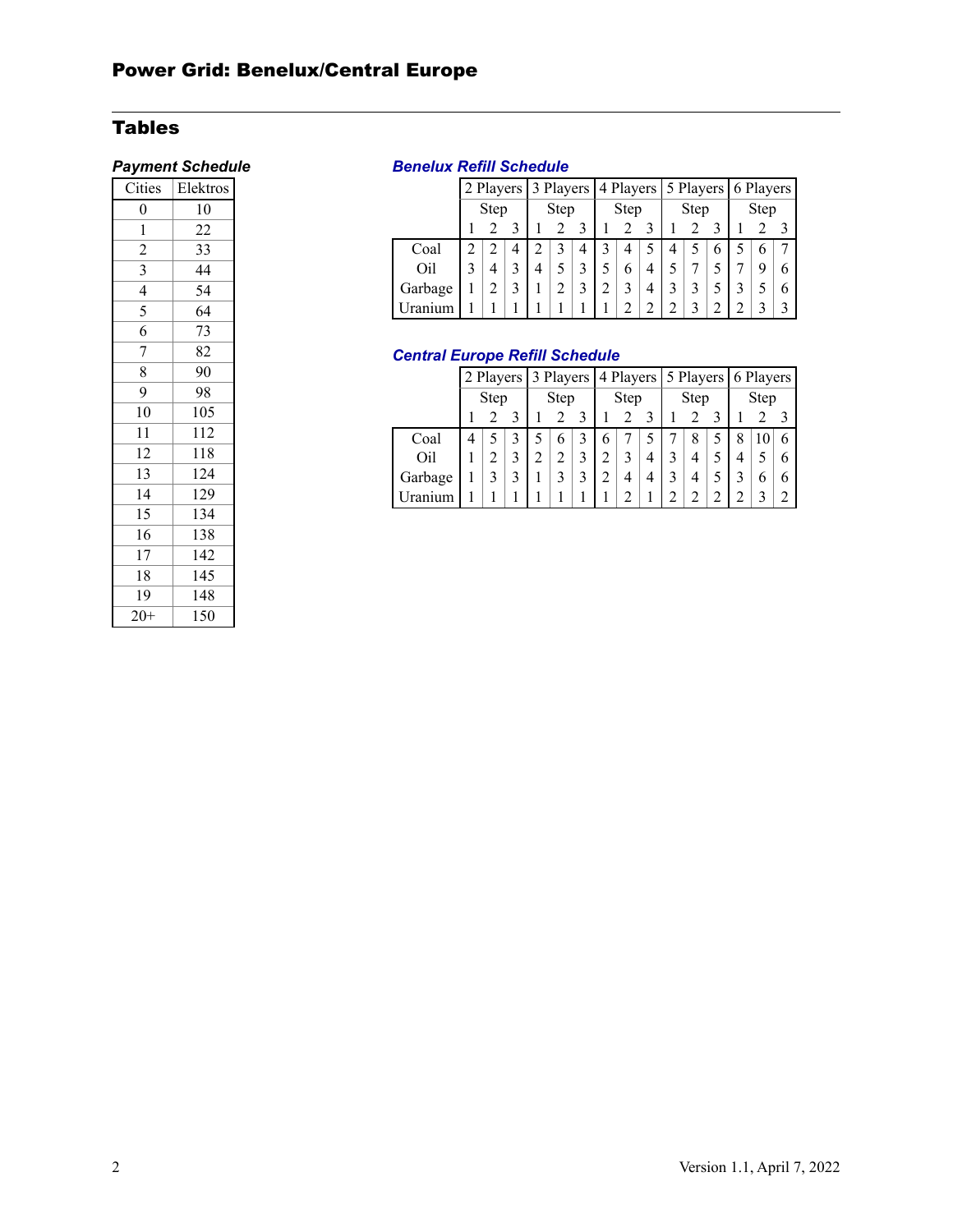# Power Grid: Benelux/Central Europe

## Tables

### *Payment Schedule*

| Cities | Elektros |
|---|---|
| 0 | 10 |
| 1 | 22 |
| 2 | 33 |
| 3 | 44 |
| 4 | 54 |
| 5 | 64 |
| 6 | 73 |
| 7 | 82 |
| 8 | 90 |
| 9 | 98 |
| 10 | 105 |
| 11 | 112 |
| 12 | 118 |
| 13 | 124 |
| 14 | 129 |
| 15 | 134 |
| 16 | 138 |
| 17 | 142 |
| 18 | 145 |
| 19 | 148 |
| 20+ | 150 |

### *Benelux Refill Schedule*

| | 2 Players | | | 3 Players | | | 4 Players | | | 5 Players | | | 6 Players | | |
|---|---|---|---|---|---|---|---|---|---|---|---|---|---|---|---|
| | Step | | | Step | | | Step | | | Step | | | Step | | |
| | 1 | 2 | 3 | 1 | 2 | 3 | 1 | 2 | 3 | 1 | 2 | 3 | 1 | 2 | 3 |
| Coal | 2 | 2 | 4 | 2 | 3 | 4 | 3 | 4 | 5 | 4 | 5 | 6 | 5 | 6 | 7 |
| Oil | 3 | 4 | 3 | 4 | 5 | 3 | 5 | 6 | 4 | 5 | 7 | 5 | 7 | 9 | 6 |
| Garbage | 1 | 2 | 3 | 1 | 2 | 3 | 2 | 3 | 4 | 3 | 3 | 5 | 3 | 5 | 6 |
| Uranium | 1 | 1 | 1 | 1 | 1 | 1 | 1 | 2 | 2 | 2 | 3 | 2 | 2 | 3 | 3 |

### *Central Europe Refill Schedule*

| | 2 Players | | | 3 Players | | | 4 Players | | | 5 Players | | | 6 Players | | |
|---|---|---|---|---|---|---|---|---|---|---|---|---|---|---|---|
| | Step | | | Step | | | Step | | | Step | | | Step | | |
| | 1 | 2 | 3 | 1 | 2 | 3 | 1 | 2 | 3 | 1 | 2 | 3 | 1 | 2 | 3 |
| Coal | 4 | 5 | 3 | 5 | 6 | 3 | 6 | 7 | 5 | 7 | 8 | 5 | 8 | 10 | 6 |
| Oil | 1 | 2 | 3 | 2 | 2 | 3 | 2 | 3 | 4 | 3 | 4 | 5 | 4 | 5 | 6 |
| Garbage | 1 | 3 | 3 | 1 | 3 | 3 | 2 | 4 | 4 | 3 | 4 | 5 | 3 | 6 | 6 |
| Uranium | 1 | 1 | 1 | 1 | 1 | 1 | 1 | 2 | 1 | 2 | 2 | 2 | 2 | 3 | 2 |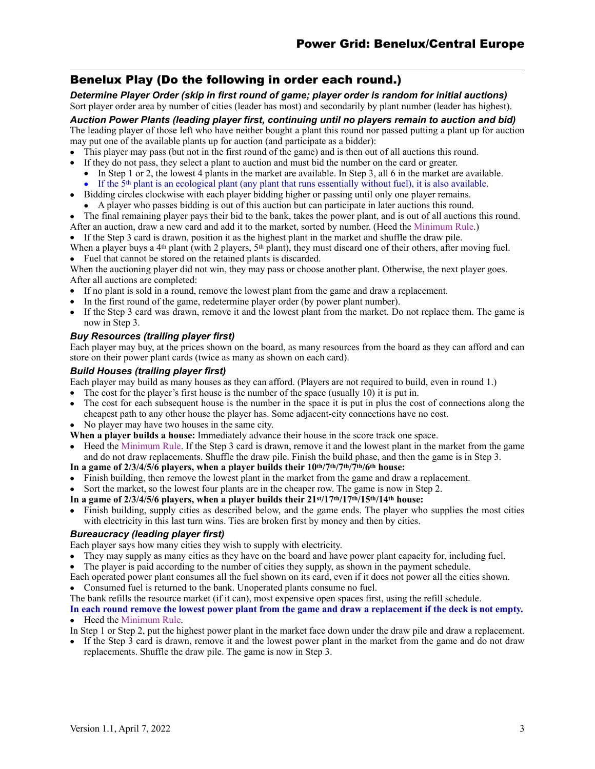## Benelux Play (Do the following in order each round.)

***Determine Player Order (skip in first round of game; player order is random for initial auctions)***

Sort player order area by number of cities (leader has most) and secondarily by plant number (leader has highest).

***Auction Power Plants (leading player first, continuing until no players remain to auction and bid)***

The leading player of those left who have neither bought a plant this round nor passed putting a plant up for auction may put one of the available plants up for auction (and participate as a bidder):

- This player may pass (but not in the first round of the game) and is then out of all auctions this round.
- If they do not pass, they select a plant to auction and must bid the number on the card or greater.
  - In Step 1 or 2, the lowest 4 plants in the market are available. In Step 3, all 6 in the market are available.
  - If the 5th plant is an ecological plant (any plant that runs essentially without fuel), it is also available.
- Bidding circles clockwise with each player bidding higher or passing until only one player remains.
  - A player who passes bidding is out of this auction but can participate in later auctions this round.
- The final remaining player pays their bid to the bank, takes the power plant, and is out of all auctions this round.

After an auction, draw a new card and add it to the market, sorted by number. (Heed the Minimum Rule.)

- If the Step 3 card is drawn, position it as the highest plant in the market and shuffle the draw pile.

When a player buys a 4th plant (with 2 players, 5th plant), they must discard one of their others, after moving fuel.

- Fuel that cannot be stored on the retained plants is discarded.

When the auctioning player did not win, they may pass or choose another plant. Otherwise, the next player goes.
After all auctions are completed:

- If no plant is sold in a round, remove the lowest plant from the game and draw a replacement.
- In the first round of the game, redetermine player order (by power plant number).
- If the Step 3 card was drawn, remove it and the lowest plant from the market. Do not replace them. The game is now in Step 3.

### *Buy Resources (trailing player first)*

Each player may buy, at the prices shown on the board, as many resources from the board as they can afford and can store on their power plant cards (twice as many as shown on each card).

### *Build Houses (trailing player first)*

Each player may build as many houses as they can afford. (Players are not required to build, even in round 1.)

- The cost for the player's first house is the number of the space (usually 10) it is put in.
- The cost for each subsequent house is the number in the space it is put in plus the cost of connections along the cheapest path to any other house the player has. Some adjacent-city connections have no cost.
- No player may have two houses in the same city.

**When a player builds a house:** Immediately advance their house in the score track one space.

- Heed the Minimum Rule. If the Step 3 card is drawn, remove it and the lowest plant in the market from the game and do not draw replacements. Shuffle the draw pile. Finish the build phase, and then the game is in Step 3.

**In a game of 2/3/4/5/6 players, when a player builds their 10th/7th/7th/7th/6th house:**

- Finish building, then remove the lowest plant in the market from the game and draw a replacement.
- Sort the market, so the lowest four plants are in the cheaper row. The game is now in Step 2.

**In a game of 2/3/4/5/6 players, when a player builds their 21st/17th/17th/15th/14th house:**

- Finish building, supply cities as described below, and the game ends. The player who supplies the most cities with electricity in this last turn wins. Ties are broken first by money and then by cities.

### *Bureaucracy (leading player first)*

Each player says how many cities they wish to supply with electricity.

- They may supply as many cities as they have on the board and have power plant capacity for, including fuel.
- The player is paid according to the number of cities they supply, as shown in the payment schedule.

Each operated power plant consumes all the fuel shown on its card, even if it does not power all the cities shown.

- Consumed fuel is returned to the bank. Unoperated plants consume no fuel.

The bank refills the resource market (if it can), most expensive open spaces first, using the refill schedule.

**In each round remove the lowest power plant from the game and draw a replacement if the deck is not empty.**

- Heed the Minimum Rule.

In Step 1 or Step 2, put the highest power plant in the market face down under the draw pile and draw a replacement.

- If the Step 3 card is drawn, remove it and the lowest power plant in the market from the game and do not draw replacements. Shuffle the draw pile. The game is now in Step 3.

Version 1.1, April 7, 2022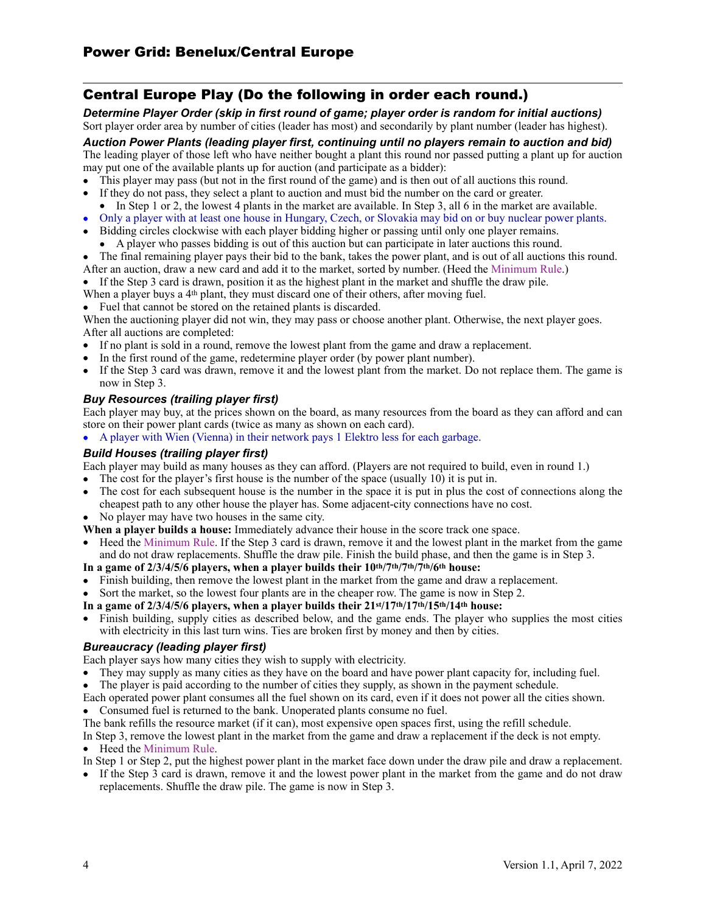# Power Grid: Benelux/Central Europe

## Central Europe Play (Do the following in order each round.)

***Determine Player Order (skip in first round of game; player order is random for initial auctions)***

Sort player order area by number of cities (leader has most) and secondarily by plant number (leader has highest).

***Auction Power Plants (leading player first, continuing until no players remain to auction and bid)***

The leading player of those left who have neither bought a plant this round nor passed putting a plant up for auction may put one of the available plants up for auction (and participate as a bidder):

- This player may pass (but not in the first round of the game) and is then out of all auctions this round.
- If they do not pass, they select a plant to auction and must bid the number on the card or greater.
  - In Step 1 or 2, the lowest 4 plants in the market are available. In Step 3, all 6 in the market are available.
- Only a player with at least one house in Hungary, Czech, or Slovakia may bid on or buy nuclear power plants.
- Bidding circles clockwise with each player bidding higher or passing until only one player remains.
  - A player who passes bidding is out of this auction but can participate in later auctions this round.
- The final remaining player pays their bid to the bank, takes the power plant, and is out of all auctions this round.

After an auction, draw a new card and add it to the market, sorted by number. (Heed the Minimum Rule.)

- If the Step 3 card is drawn, position it as the highest plant in the market and shuffle the draw pile.

When a player buys a 4th plant, they must discard one of their others, after moving fuel.

- Fuel that cannot be stored on the retained plants is discarded.

When the auctioning player did not win, they may pass or choose another plant. Otherwise, the next player goes.
After all auctions are completed:

- If no plant is sold in a round, remove the lowest plant from the game and draw a replacement.
- In the first round of the game, redetermine player order (by power plant number).
- If the Step 3 card was drawn, remove it and the lowest plant from the market. Do not replace them. The game is now in Step 3.

***Buy Resources (trailing player first)***

Each player may buy, at the prices shown on the board, as many resources from the board as they can afford and can store on their power plant cards (twice as many as shown on each card).

- A player with Wien (Vienna) in their network pays 1 Elektro less for each garbage.

***Build Houses (trailing player first)***

Each player may build as many houses as they can afford. (Players are not required to build, even in round 1.)

- The cost for the player's first house is the number of the space (usually 10) it is put in.
- The cost for each subsequent house is the number in the space it is put in plus the cost of connections along the cheapest path to any other house the player has. Some adjacent-city connections have no cost.
- No player may have two houses in the same city.

**When a player builds a house:** Immediately advance their house in the score track one space.

- Heed the Minimum Rule. If the Step 3 card is drawn, remove it and the lowest plant in the market from the game and do not draw replacements. Shuffle the draw pile. Finish the build phase, and then the game is in Step 3.

**In a game of 2/3/4/5/6 players, when a player builds their 10th/7th/7th/7th/6th house:**

- Finish building, then remove the lowest plant in the market from the game and draw a replacement.
- Sort the market, so the lowest four plants are in the cheaper row. The game is now in Step 2.

**In a game of 2/3/4/5/6 players, when a player builds their 21st/17th/17th/15th/14th house:**

- Finish building, supply cities as described below, and the game ends. The player who supplies the most cities with electricity in this last turn wins. Ties are broken first by money and then by cities.

***Bureaucracy (leading player first)***

Each player says how many cities they wish to supply with electricity.

- They may supply as many cities as they have on the board and have power plant capacity for, including fuel.
- The player is paid according to the number of cities they supply, as shown in the payment schedule.

Each operated power plant consumes all the fuel shown on its card, even if it does not power all the cities shown.

- Consumed fuel is returned to the bank. Unoperated plants consume no fuel.

The bank refills the resource market (if it can), most expensive open spaces first, using the refill schedule.
In Step 3, remove the lowest plant in the market from the game and draw a replacement if the deck is not empty.

- Heed the Minimum Rule.

In Step 1 or Step 2, put the highest power plant in the market face down under the draw pile and draw a replacement.

- If the Step 3 card is drawn, remove it and the lowest power plant in the market from the game and do not draw replacements. Shuffle the draw pile. The game is now in Step 3.

Version 1.1, April 7, 2022